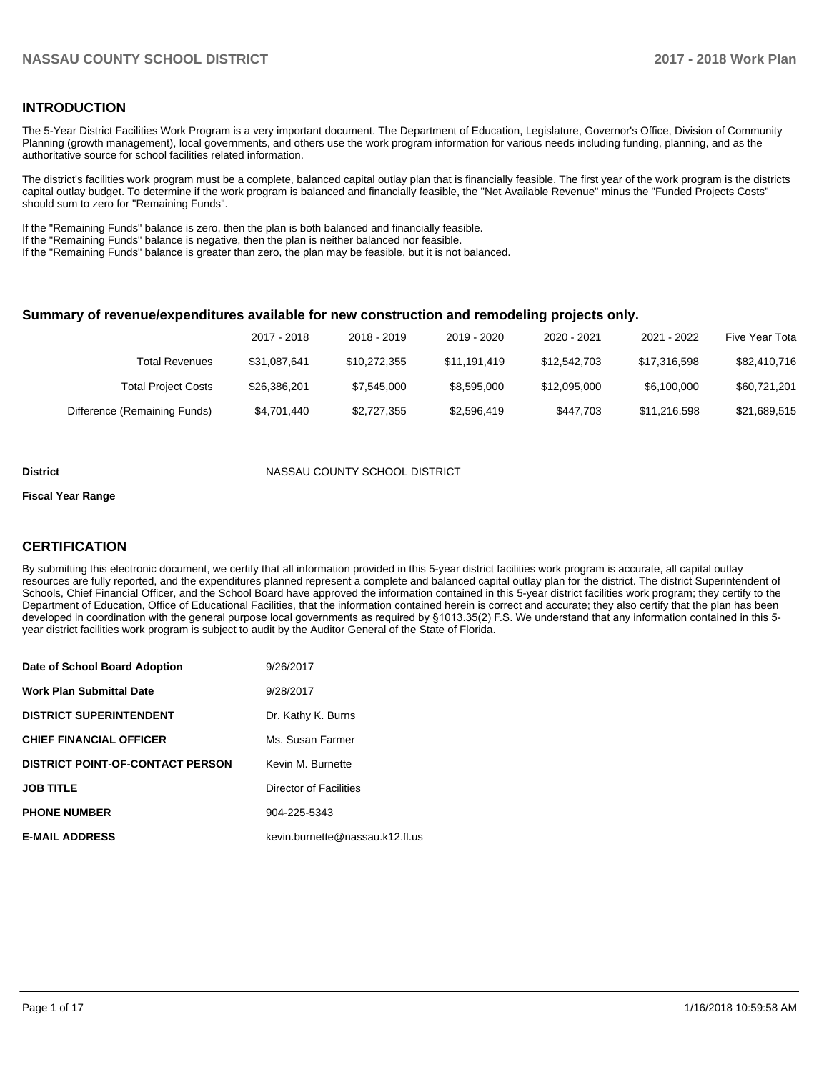## INTRODUCTION

The 5-Year District Facilities Work Program is a very important document. The Department of Education, Legislature, Governor's Office, Division of Community Planning (growth management), local governments, and others use the work program information for various needs including funding, planning, and as the authoritative source for school facilities related information.

The district's facilities work program must be a complete, balanced capital outlay plan that is financially feasible. The first year of the work program is the districts capital outlay budget. To determine if the work program is balanced and financially feasible, the "Net Available Revenue" minus the "Funded Projects Costs" should sum to zero for "Remaining Funds".

If the "Remaining Funds" balance is zero, then the plan is both balanced and financially feasible.
If the "Remaining Funds" balance is negative, then the plan is neither balanced nor feasible.
If the "Remaining Funds" balance is greater than zero, the plan may be feasible, but it is not balanced.

### Summary of revenue/expenditures available for new construction and remodeling projects only.

| | 2017 - 2018 | 2018 - 2019 | 2019 - 2020 | 2020 - 2021 | 2021 - 2022 | Five Year Tota |
|---|---|---|---|---|---|---|
| Total Revenues | $31,087,641 | $10,272,355 | $11,191,419 | $12,542,703 | $17,316,598 | $82,410,716 |
| Total Project Costs | $26,386,201 | $7,545,000 | $8,595,000 | $12,095,000 | $6,100,000 | $60,721,201 |
| Difference (Remaining Funds) | $4,701,440 | $2,727,355 | $2,596,419 | $447,703 | $11,216,598 | $21,689,515 |

**District** NASSAU COUNTY SCHOOL DISTRICT

**Fiscal Year Range**

## CERTIFICATION

By submitting this electronic document, we certify that all information provided in this 5-year district facilities work program is accurate, all capital outlay resources are fully reported, and the expenditures planned represent a complete and balanced capital outlay plan for the district. The district Superintendent of Schools, Chief Financial Officer, and the School Board have approved the information contained in this 5-year district facilities work program; they certify to the Department of Education, Office of Educational Facilities, that the information contained herein is correct and accurate; they also certify that the plan has been developed in coordination with the general purpose local governments as required by §1013.35(2) F.S. We understand that any information contained in this 5-year district facilities work program is subject to audit by the Auditor General of the State of Florida.

| | |
|---|---|
| **Date of School Board Adoption** | 9/26/2017 |
| **Work Plan Submittal Date** | 9/28/2017 |
| **DISTRICT SUPERINTENDENT** | Dr. Kathy K. Burns |
| **CHIEF FINANCIAL OFFICER** | Ms. Susan Farmer |
| **DISTRICT POINT-OF-CONTACT PERSON** | Kevin M. Burnette |
| **JOB TITLE** | Director of Facilities |
| **PHONE NUMBER** | 904-225-5343 |
| **E-MAIL ADDRESS** | kevin.burnette@nassau.k12.fl.us |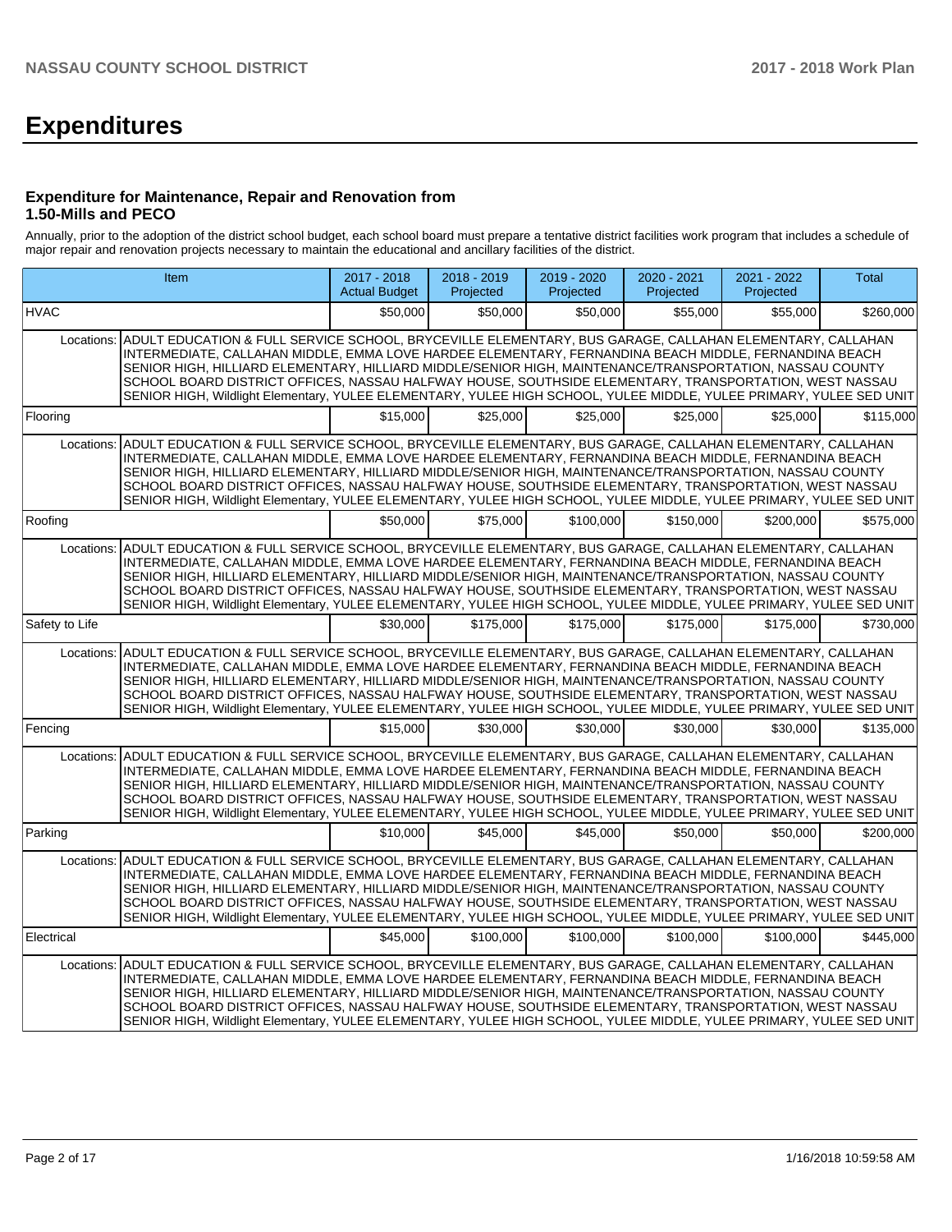# Expenditures

### Expenditure for Maintenance, Repair and Renovation from 1.50-Mills and PECO

Annually, prior to the adoption of the district school budget, each school board must prepare a tentative district facilities work program that includes a schedule of major repair and renovation projects necessary to maintain the educational and ancillary facilities of the district.

| Item | | 2017 - 2018 Actual Budget | 2018 - 2019 Projected | 2019 - 2020 Projected | 2020 - 2021 Projected | 2021 - 2022 Projected | Total |
|---|---|---|---|---|---|---|---|
| HVAC | | $50,000 | $50,000 | $50,000 | $55,000 | $55,000 | $260,000 |
| Locations: | ADULT EDUCATION & FULL SERVICE SCHOOL, BRYCEVILLE ELEMENTARY, BUS GARAGE, CALLAHAN ELEMENTARY, CALLAHAN INTERMEDIATE, CALLAHAN MIDDLE, EMMA LOVE HARDEE ELEMENTARY, FERNANDINA BEACH MIDDLE, FERNANDINA BEACH SENIOR HIGH, HILLIARD ELEMENTARY, HILLIARD MIDDLE/SENIOR HIGH, MAINTENANCE/TRANSPORTATION, NASSAU COUNTY SCHOOL BOARD DISTRICT OFFICES, NASSAU HALFWAY HOUSE, SOUTHSIDE ELEMENTARY, TRANSPORTATION, WEST NASSAU SENIOR HIGH, Wildlight Elementary, YULEE ELEMENTARY, YULEE HIGH SCHOOL, YULEE MIDDLE, YULEE PRIMARY, YULEE SED UNIT | | | | | | |
| Flooring | | $15,000 | $25,000 | $25,000 | $25,000 | $25,000 | $115,000 |
| Locations: | ADULT EDUCATION & FULL SERVICE SCHOOL, BRYCEVILLE ELEMENTARY, BUS GARAGE, CALLAHAN ELEMENTARY, CALLAHAN INTERMEDIATE, CALLAHAN MIDDLE, EMMA LOVE HARDEE ELEMENTARY, FERNANDINA BEACH MIDDLE, FERNANDINA BEACH SENIOR HIGH, HILLIARD ELEMENTARY, HILLIARD MIDDLE/SENIOR HIGH, MAINTENANCE/TRANSPORTATION, NASSAU COUNTY SCHOOL BOARD DISTRICT OFFICES, NASSAU HALFWAY HOUSE, SOUTHSIDE ELEMENTARY, TRANSPORTATION, WEST NASSAU SENIOR HIGH, Wildlight Elementary, YULEE ELEMENTARY, YULEE HIGH SCHOOL, YULEE MIDDLE, YULEE PRIMARY, YULEE SED UNIT | | | | | | |
| Roofing | | $50,000 | $75,000 | $100,000 | $150,000 | $200,000 | $575,000 |
| Locations: | ADULT EDUCATION & FULL SERVICE SCHOOL, BRYCEVILLE ELEMENTARY, BUS GARAGE, CALLAHAN ELEMENTARY, CALLAHAN INTERMEDIATE, CALLAHAN MIDDLE, EMMA LOVE HARDEE ELEMENTARY, FERNANDINA BEACH MIDDLE, FERNANDINA BEACH SENIOR HIGH, HILLIARD ELEMENTARY, HILLIARD MIDDLE/SENIOR HIGH, MAINTENANCE/TRANSPORTATION, NASSAU COUNTY SCHOOL BOARD DISTRICT OFFICES, NASSAU HALFWAY HOUSE, SOUTHSIDE ELEMENTARY, TRANSPORTATION, WEST NASSAU SENIOR HIGH, Wildlight Elementary, YULEE ELEMENTARY, YULEE HIGH SCHOOL, YULEE MIDDLE, YULEE PRIMARY, YULEE SED UNIT | | | | | | |
| Safety to Life | | $30,000 | $175,000 | $175,000 | $175,000 | $175,000 | $730,000 |
| Locations: | ADULT EDUCATION & FULL SERVICE SCHOOL, BRYCEVILLE ELEMENTARY, BUS GARAGE, CALLAHAN ELEMENTARY, CALLAHAN INTERMEDIATE, CALLAHAN MIDDLE, EMMA LOVE HARDEE ELEMENTARY, FERNANDINA BEACH MIDDLE, FERNANDINA BEACH SENIOR HIGH, HILLIARD ELEMENTARY, HILLIARD MIDDLE/SENIOR HIGH, MAINTENANCE/TRANSPORTATION, NASSAU COUNTY SCHOOL BOARD DISTRICT OFFICES, NASSAU HALFWAY HOUSE, SOUTHSIDE ELEMENTARY, TRANSPORTATION, WEST NASSAU SENIOR HIGH, Wildlight Elementary, YULEE ELEMENTARY, YULEE HIGH SCHOOL, YULEE MIDDLE, YULEE PRIMARY, YULEE SED UNIT | | | | | | |
| Fencing | | $15,000 | $30,000 | $30,000 | $30,000 | $30,000 | $135,000 |
| Locations: | ADULT EDUCATION & FULL SERVICE SCHOOL, BRYCEVILLE ELEMENTARY, BUS GARAGE, CALLAHAN ELEMENTARY, CALLAHAN INTERMEDIATE, CALLAHAN MIDDLE, EMMA LOVE HARDEE ELEMENTARY, FERNANDINA BEACH MIDDLE, FERNANDINA BEACH SENIOR HIGH, HILLIARD ELEMENTARY, HILLIARD MIDDLE/SENIOR HIGH, MAINTENANCE/TRANSPORTATION, NASSAU COUNTY SCHOOL BOARD DISTRICT OFFICES, NASSAU HALFWAY HOUSE, SOUTHSIDE ELEMENTARY, TRANSPORTATION, WEST NASSAU SENIOR HIGH, Wildlight Elementary, YULEE ELEMENTARY, YULEE HIGH SCHOOL, YULEE MIDDLE, YULEE PRIMARY, YULEE SED UNIT | | | | | | |
| Parking | | $10,000 | $45,000 | $45,000 | $50,000 | $50,000 | $200,000 |
| Locations: | ADULT EDUCATION & FULL SERVICE SCHOOL, BRYCEVILLE ELEMENTARY, BUS GARAGE, CALLAHAN ELEMENTARY, CALLAHAN INTERMEDIATE, CALLAHAN MIDDLE, EMMA LOVE HARDEE ELEMENTARY, FERNANDINA BEACH MIDDLE, FERNANDINA BEACH SENIOR HIGH, HILLIARD ELEMENTARY, HILLIARD MIDDLE/SENIOR HIGH, MAINTENANCE/TRANSPORTATION, NASSAU COUNTY SCHOOL BOARD DISTRICT OFFICES, NASSAU HALFWAY HOUSE, SOUTHSIDE ELEMENTARY, TRANSPORTATION, WEST NASSAU SENIOR HIGH, Wildlight Elementary, YULEE ELEMENTARY, YULEE HIGH SCHOOL, YULEE MIDDLE, YULEE PRIMARY, YULEE SED UNIT | | | | | | |
| Electrical | | $45,000 | $100,000 | $100,000 | $100,000 | $100,000 | $445,000 |
| Locations: | ADULT EDUCATION & FULL SERVICE SCHOOL, BRYCEVILLE ELEMENTARY, BUS GARAGE, CALLAHAN ELEMENTARY, CALLAHAN INTERMEDIATE, CALLAHAN MIDDLE, EMMA LOVE HARDEE ELEMENTARY, FERNANDINA BEACH MIDDLE, FERNANDINA BEACH SENIOR HIGH, HILLIARD ELEMENTARY, HILLIARD MIDDLE/SENIOR HIGH, MAINTENANCE/TRANSPORTATION, NASSAU COUNTY SCHOOL BOARD DISTRICT OFFICES, NASSAU HALFWAY HOUSE, SOUTHSIDE ELEMENTARY, TRANSPORTATION, WEST NASSAU SENIOR HIGH, Wildlight Elementary, YULEE ELEMENTARY, YULEE HIGH SCHOOL, YULEE MIDDLE, YULEE PRIMARY, YULEE SED UNIT | | | | | | |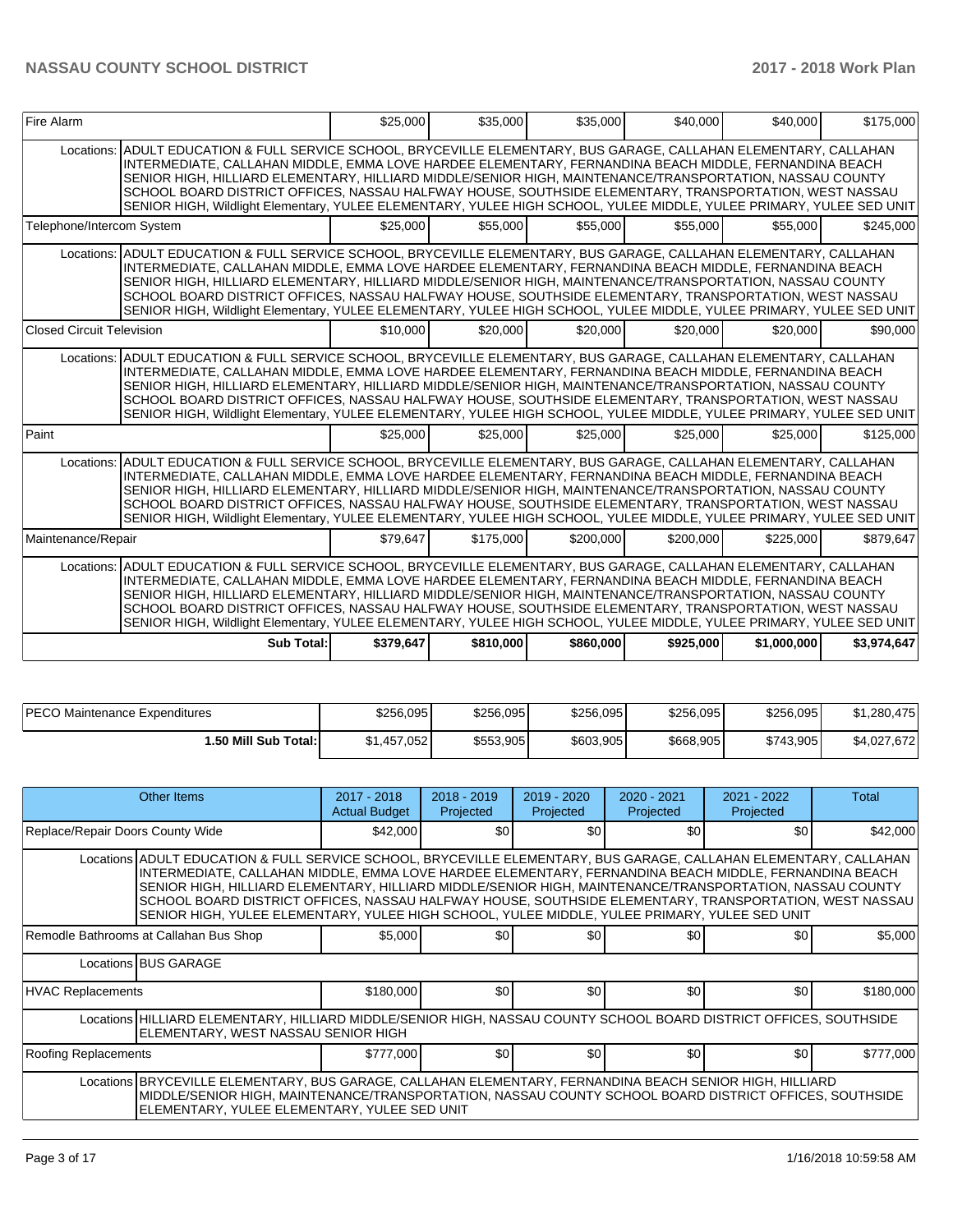| | | | | | | |
|---|---|---|---|---|---|---|
| Fire Alarm | | $25,000 | $35,000 | $35,000 | $40,000 | $40,000 | $175,000 |
| Locations: | ADULT EDUCATION & FULL SERVICE SCHOOL, BRYCEVILLE ELEMENTARY, BUS GARAGE, CALLAHAN ELEMENTARY, CALLAHAN INTERMEDIATE, CALLAHAN MIDDLE, EMMA LOVE HARDEE ELEMENTARY, FERNANDINA BEACH MIDDLE, FERNANDINA BEACH SENIOR HIGH, HILLIARD ELEMENTARY, HILLIARD MIDDLE/SENIOR HIGH, MAINTENANCE/TRANSPORTATION, NASSAU COUNTY SCHOOL BOARD DISTRICT OFFICES, NASSAU HALFWAY HOUSE, SOUTHSIDE ELEMENTARY, TRANSPORTATION, WEST NASSAU SENIOR HIGH, Wildlight Elementary, YULEE ELEMENTARY, YULEE HIGH SCHOOL, YULEE MIDDLE, YULEE PRIMARY, YULEE SED UNIT | | | | | | |
| Telephone/Intercom System | | $25,000 | $55,000 | $55,000 | $55,000 | $55,000 | $245,000 |
| Locations: | ADULT EDUCATION & FULL SERVICE SCHOOL, BRYCEVILLE ELEMENTARY, BUS GARAGE, CALLAHAN ELEMENTARY, CALLAHAN INTERMEDIATE, CALLAHAN MIDDLE, EMMA LOVE HARDEE ELEMENTARY, FERNANDINA BEACH MIDDLE, FERNANDINA BEACH SENIOR HIGH, HILLIARD ELEMENTARY, HILLIARD MIDDLE/SENIOR HIGH, MAINTENANCE/TRANSPORTATION, NASSAU COUNTY SCHOOL BOARD DISTRICT OFFICES, NASSAU HALFWAY HOUSE, SOUTHSIDE ELEMENTARY, TRANSPORTATION, WEST NASSAU SENIOR HIGH, Wildlight Elementary, YULEE ELEMENTARY, YULEE HIGH SCHOOL, YULEE MIDDLE, YULEE PRIMARY, YULEE SED UNIT | | | | | | |
| Closed Circuit Television | | $10,000 | $20,000 | $20,000 | $20,000 | $20,000 | $90,000 |
| Locations: | ADULT EDUCATION & FULL SERVICE SCHOOL, BRYCEVILLE ELEMENTARY, BUS GARAGE, CALLAHAN ELEMENTARY, CALLAHAN INTERMEDIATE, CALLAHAN MIDDLE, EMMA LOVE HARDEE ELEMENTARY, FERNANDINA BEACH MIDDLE, FERNANDINA BEACH SENIOR HIGH, HILLIARD ELEMENTARY, HILLIARD MIDDLE/SENIOR HIGH, MAINTENANCE/TRANSPORTATION, NASSAU COUNTY SCHOOL BOARD DISTRICT OFFICES, NASSAU HALFWAY HOUSE, SOUTHSIDE ELEMENTARY, TRANSPORTATION, WEST NASSAU SENIOR HIGH, Wildlight Elementary, YULEE ELEMENTARY, YULEE HIGH SCHOOL, YULEE MIDDLE, YULEE PRIMARY, YULEE SED UNIT | | | | | | |
| Paint | | $25,000 | $25,000 | $25,000 | $25,000 | $25,000 | $125,000 |
| Locations: | ADULT EDUCATION & FULL SERVICE SCHOOL, BRYCEVILLE ELEMENTARY, BUS GARAGE, CALLAHAN ELEMENTARY, CALLAHAN INTERMEDIATE, CALLAHAN MIDDLE, EMMA LOVE HARDEE ELEMENTARY, FERNANDINA BEACH MIDDLE, FERNANDINA BEACH SENIOR HIGH, HILLIARD ELEMENTARY, HILLIARD MIDDLE/SENIOR HIGH, MAINTENANCE/TRANSPORTATION, NASSAU COUNTY SCHOOL BOARD DISTRICT OFFICES, NASSAU HALFWAY HOUSE, SOUTHSIDE ELEMENTARY, TRANSPORTATION, WEST NASSAU SENIOR HIGH, Wildlight Elementary, YULEE ELEMENTARY, YULEE HIGH SCHOOL, YULEE MIDDLE, YULEE PRIMARY, YULEE SED UNIT | | | | | | |
| Maintenance/Repair | | $79,647 | $175,000 | $200,000 | $200,000 | $225,000 | $879,647 |
| Locations: | ADULT EDUCATION & FULL SERVICE SCHOOL, BRYCEVILLE ELEMENTARY, BUS GARAGE, CALLAHAN ELEMENTARY, CALLAHAN INTERMEDIATE, CALLAHAN MIDDLE, EMMA LOVE HARDEE ELEMENTARY, FERNANDINA BEACH MIDDLE, FERNANDINA BEACH SENIOR HIGH, HILLIARD ELEMENTARY, HILLIARD MIDDLE/SENIOR HIGH, MAINTENANCE/TRANSPORTATION, NASSAU COUNTY SCHOOL BOARD DISTRICT OFFICES, NASSAU HALFWAY HOUSE, SOUTHSIDE ELEMENTARY, TRANSPORTATION, WEST NASSAU SENIOR HIGH, Wildlight Elementary, YULEE ELEMENTARY, YULEE HIGH SCHOOL, YULEE MIDDLE, YULEE PRIMARY, YULEE SED UNIT | | | | | | |
| | **Sub Total:** | **$379,647** | **$810,000** | **$860,000** | **$925,000** | **$1,000,000** | **$3,974,647** |

| | | | | | | |
|---|---|---|---|---|---|---|
| PECO Maintenance Expenditures | $256,095 | $256,095 | $256,095 | $256,095 | $256,095 | $1,280,475 |
| **1.50 Mill Sub Total:** | $1,457,052 | $553,905 | $603,905 | $668,905 | $743,905 | $4,027,672 |

| Other Items | | 2017 - 2018 Actual Budget | 2018 - 2019 Projected | 2019 - 2020 Projected | 2020 - 2021 Projected | 2021 - 2022 Projected | Total |
|---|---|---|---|---|---|---|---|
| Replace/Repair Doors County Wide | | $42,000 | $0 | $0 | $0 | $0 | $42,000 |
| Locations | ADULT EDUCATION & FULL SERVICE SCHOOL, BRYCEVILLE ELEMENTARY, BUS GARAGE, CALLAHAN ELEMENTARY, CALLAHAN INTERMEDIATE, CALLAHAN MIDDLE, EMMA LOVE HARDEE ELEMENTARY, FERNANDINA BEACH MIDDLE, FERNANDINA BEACH SENIOR HIGH, HILLIARD ELEMENTARY, HILLIARD MIDDLE/SENIOR HIGH, MAINTENANCE/TRANSPORTATION, NASSAU COUNTY SCHOOL BOARD DISTRICT OFFICES, NASSAU HALFWAY HOUSE, SOUTHSIDE ELEMENTARY, TRANSPORTATION, WEST NASSAU SENIOR HIGH, YULEE ELEMENTARY, YULEE HIGH SCHOOL, YULEE MIDDLE, YULEE PRIMARY, YULEE SED UNIT | | | | | | |
| Remodle Bathrooms at Callahan Bus Shop | | $5,000 | $0 | $0 | $0 | $0 | $5,000 |
| Locations | BUS GARAGE | | | | | | |
| HVAC Replacements | | $180,000 | $0 | $0 | $0 | $0 | $180,000 |
| Locations | HILLIARD ELEMENTARY, HILLIARD MIDDLE/SENIOR HIGH, NASSAU COUNTY SCHOOL BOARD DISTRICT OFFICES, SOUTHSIDE ELEMENTARY, WEST NASSAU SENIOR HIGH | | | | | | |
| Roofing Replacements | | $777,000 | $0 | $0 | $0 | $0 | $777,000 |
| Locations | BRYCEVILLE ELEMENTARY, BUS GARAGE, CALLAHAN ELEMENTARY, FERNANDINA BEACH SENIOR HIGH, HILLIARD MIDDLE/SENIOR HIGH, MAINTENANCE/TRANSPORTATION, NASSAU COUNTY SCHOOL BOARD DISTRICT OFFICES, SOUTHSIDE ELEMENTARY, YULEE ELEMENTARY, YULEE SED UNIT | | | | | | |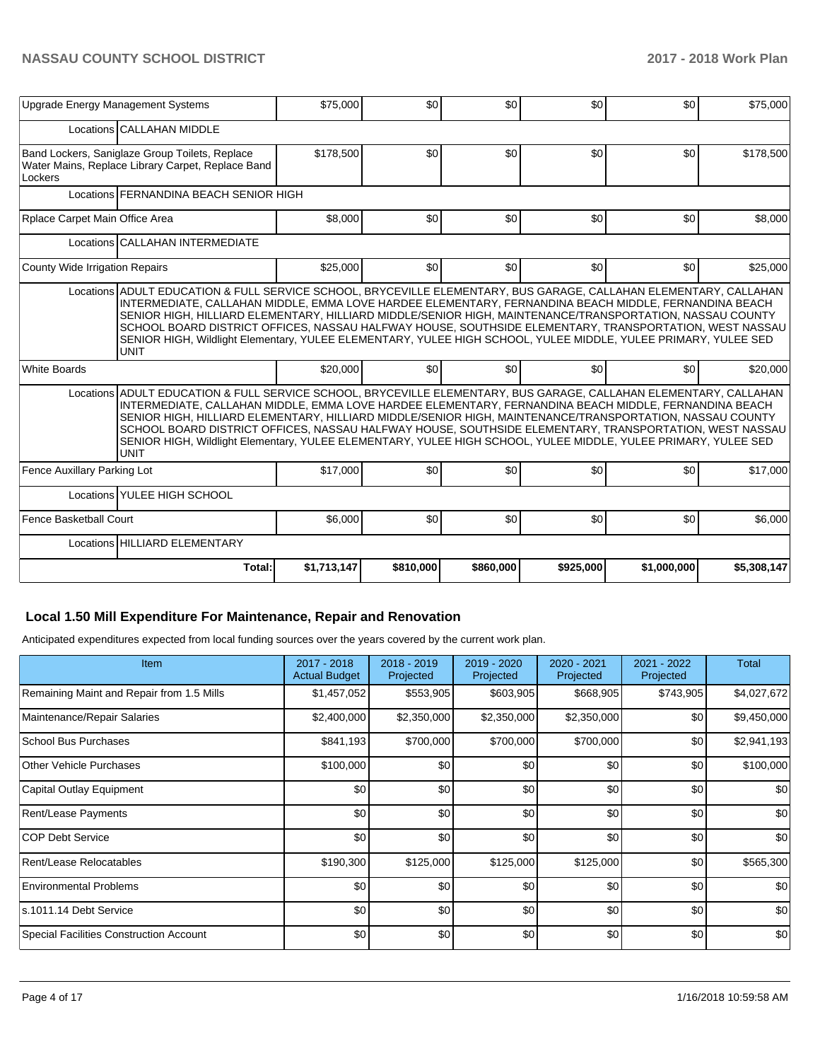| Item | 2017 - 2018 Actual Budget | 2018 - 2019 Projected | 2019 - 2020 Projected | 2020 - 2021 Projected | 2021 - 2022 Projected | Total |
|---|---|---|---|---|---|---|
| Upgrade Energy Management Systems | $75,000 | $0 | $0 | $0 | $0 | $75,000 |
| Locations CALLAHAN MIDDLE | | | | | | |
| Band Lockers, Saniglaze Group Toilets, Replace Water Mains, Replace Library Carpet, Replace Band Lockers | $178,500 | $0 | $0 | $0 | $0 | $178,500 |
| Locations FERNANDINA BEACH SENIOR HIGH | | | | | | |
| Rplace Carpet Main Office Area | $8,000 | $0 | $0 | $0 | $0 | $8,000 |
| Locations CALLAHAN INTERMEDIATE | | | | | | |
| County Wide Irrigation Repairs | $25,000 | $0 | $0 | $0 | $0 | $25,000 |
| Locations ADULT EDUCATION & FULL SERVICE SCHOOL, BRYCEVILLE ELEMENTARY, BUS GARAGE, CALLAHAN ELEMENTARY, CALLAHAN INTERMEDIATE, CALLAHAN MIDDLE, EMMA LOVE HARDEE ELEMENTARY, FERNANDINA BEACH MIDDLE, FERNANDINA BEACH SENIOR HIGH, HILLIARD ELEMENTARY, HILLIARD MIDDLE/SENIOR HIGH, MAINTENANCE/TRANSPORTATION, NASSAU COUNTY SCHOOL BOARD DISTRICT OFFICES, NASSAU HALFWAY HOUSE, SOUTHSIDE ELEMENTARY, TRANSPORTATION, WEST NASSAU SENIOR HIGH, Wildlight Elementary, YULEE ELEMENTARY, YULEE HIGH SCHOOL, YULEE MIDDLE, YULEE PRIMARY, YULEE SED UNIT | | | | | | |
| White Boards | $20,000 | $0 | $0 | $0 | $0 | $20,000 |
| Locations ADULT EDUCATION & FULL SERVICE SCHOOL, BRYCEVILLE ELEMENTARY, BUS GARAGE, CALLAHAN ELEMENTARY, CALLAHAN INTERMEDIATE, CALLAHAN MIDDLE, EMMA LOVE HARDEE ELEMENTARY, FERNANDINA BEACH MIDDLE, FERNANDINA BEACH SENIOR HIGH, HILLIARD ELEMENTARY, HILLIARD MIDDLE/SENIOR HIGH, MAINTENANCE/TRANSPORTATION, NASSAU COUNTY SCHOOL BOARD DISTRICT OFFICES, NASSAU HALFWAY HOUSE, SOUTHSIDE ELEMENTARY, TRANSPORTATION, WEST NASSAU SENIOR HIGH, Wildlight Elementary, YULEE ELEMENTARY, YULEE HIGH SCHOOL, YULEE MIDDLE, YULEE PRIMARY, YULEE SED UNIT | | | | | | |
| Fence Auxillary Parking Lot | $17,000 | $0 | $0 | $0 | $0 | $17,000 |
| Locations YULEE HIGH SCHOOL | | | | | | |
| Fence Basketball Court | $6,000 | $0 | $0 | $0 | $0 | $6,000 |
| Locations HILLIARD ELEMENTARY | | | | | | |
| Total: | $1,713,147 | $810,000 | $860,000 | $925,000 | $1,000,000 | $5,308,147 |

## Local 1.50 Mill Expenditure For Maintenance, Repair and Renovation

Anticipated expenditures expected from local funding sources over the years covered by the current work plan.

| Item | 2017 - 2018 Actual Budget | 2018 - 2019 Projected | 2019 - 2020 Projected | 2020 - 2021 Projected | 2021 - 2022 Projected | Total |
|---|---|---|---|---|---|---|
| Remaining Maint and Repair from 1.5 Mills | $1,457,052 | $553,905 | $603,905 | $668,905 | $743,905 | $4,027,672 |
| Maintenance/Repair Salaries | $2,400,000 | $2,350,000 | $2,350,000 | $2,350,000 | $0 | $9,450,000 |
| School Bus Purchases | $841,193 | $700,000 | $700,000 | $700,000 | $0 | $2,941,193 |
| Other Vehicle Purchases | $100,000 | $0 | $0 | $0 | $0 | $100,000 |
| Capital Outlay Equipment | $0 | $0 | $0 | $0 | $0 | $0 |
| Rent/Lease Payments | $0 | $0 | $0 | $0 | $0 | $0 |
| COP Debt Service | $0 | $0 | $0 | $0 | $0 | $0 |
| Rent/Lease Relocatables | $190,300 | $125,000 | $125,000 | $125,000 | $0 | $565,300 |
| Environmental Problems | $0 | $0 | $0 | $0 | $0 | $0 |
| s.1011.14 Debt Service | $0 | $0 | $0 | $0 | $0 | $0 |
| Special Facilities Construction Account | $0 | $0 | $0 | $0 | $0 | $0 |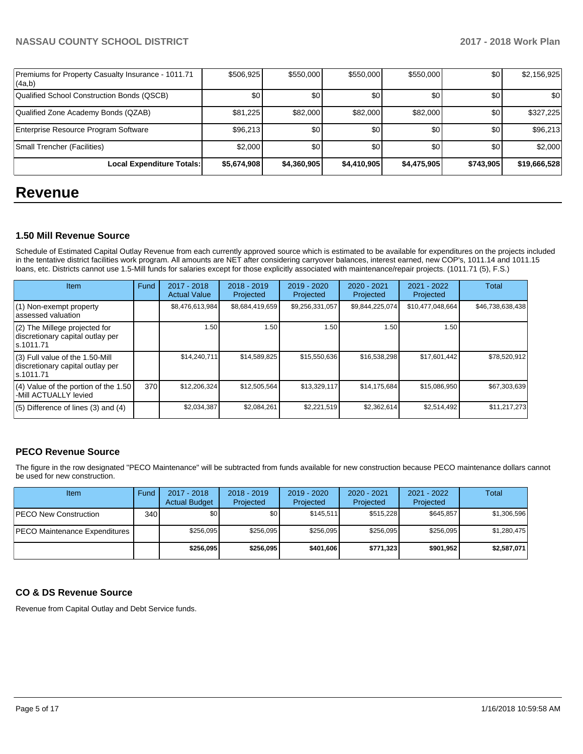| Premiums for Property Casualty Insurance - 1011.71 (4a,b) | $506,925 | $550,000 | $550,000 | $550,000 | $0 | $2,156,925 |
|---|---|---|---|---|---|---|
| Qualified School Construction Bonds (QSCB) | $0 | $0 | $0 | $0 | $0 | $0 |
| Qualified Zone Academy Bonds (QZAB) | $81,225 | $82,000 | $82,000 | $82,000 | $0 | $327,225 |
| Enterprise Resource Program Software | $96,213 | $0 | $0 | $0 | $0 | $96,213 |
| Small Trencher (Facilities) | $2,000 | $0 | $0 | $0 | $0 | $2,000 |
| **Local Expenditure Totals:** | **$5,674,908** | **$4,360,905** | **$4,410,905** | **$4,475,905** | **$743,905** | **$19,666,528** |

# Revenue

### 1.50 Mill Revenue Source

Schedule of Estimated Capital Outlay Revenue from each currently approved source which is estimated to be available for expenditures on the projects included in the tentative district facilities work program. All amounts are NET after considering carryover balances, interest earned, new COP's, 1011.14 and 1011.15 loans, etc. Districts cannot use 1.5-Mill funds for salaries except for those explicitly associated with maintenance/repair projects. (1011.71 (5), F.S.)

| Item | Fund | 2017 - 2018 Actual Value | 2018 - 2019 Projected | 2019 - 2020 Projected | 2020 - 2021 Projected | 2021 - 2022 Projected | Total |
|---|---|---|---|---|---|---|---|
| (1) Non-exempt property assessed valuation | | $8,476,613,984 | $8,684,419,659 | $9,256,331,057 | $9,844,225,074 | $10,477,048,664 | $46,738,638,438 |
| (2) The Millege projected for discretionary capital outlay per s.1011.71 | | 1.50 | 1.50 | 1.50 | 1.50 | 1.50 | |
| (3) Full value of the 1.50-Mill discretionary capital outlay per s.1011.71 | | $14,240,711 | $14,589,825 | $15,550,636 | $16,538,298 | $17,601,442 | $78,520,912 |
| (4) Value of the portion of the 1.50 -Mill ACTUALLY levied | 370 | $12,206,324 | $12,505,564 | $13,329,117 | $14,175,684 | $15,086,950 | $67,303,639 |
| (5) Difference of lines (3) and (4) | | $2,034,387 | $2,084,261 | $2,221,519 | $2,362,614 | $2,514,492 | $11,217,273 |

### PECO Revenue Source

The figure in the row designated "PECO Maintenance" will be subtracted from funds available for new construction because PECO maintenance dollars cannot be used for new construction.

| Item | Fund | 2017 - 2018 Actual Budget | 2018 - 2019 Projected | 2019 - 2020 Projected | 2020 - 2021 Projected | 2021 - 2022 Projected | Total |
|---|---|---|---|---|---|---|---|
| PECO New Construction | 340 | $0 | $0 | $145,511 | $515,228 | $645,857 | $1,306,596 |
| PECO Maintenance Expenditures | | $256,095 | $256,095 | $256,095 | $256,095 | $256,095 | $1,280,475 |
| | | **$256,095** | **$256,095** | **$401,606** | **$771,323** | **$901,952** | **$2,587,071** |

### CO & DS Revenue Source

Revenue from Capital Outlay and Debt Service funds.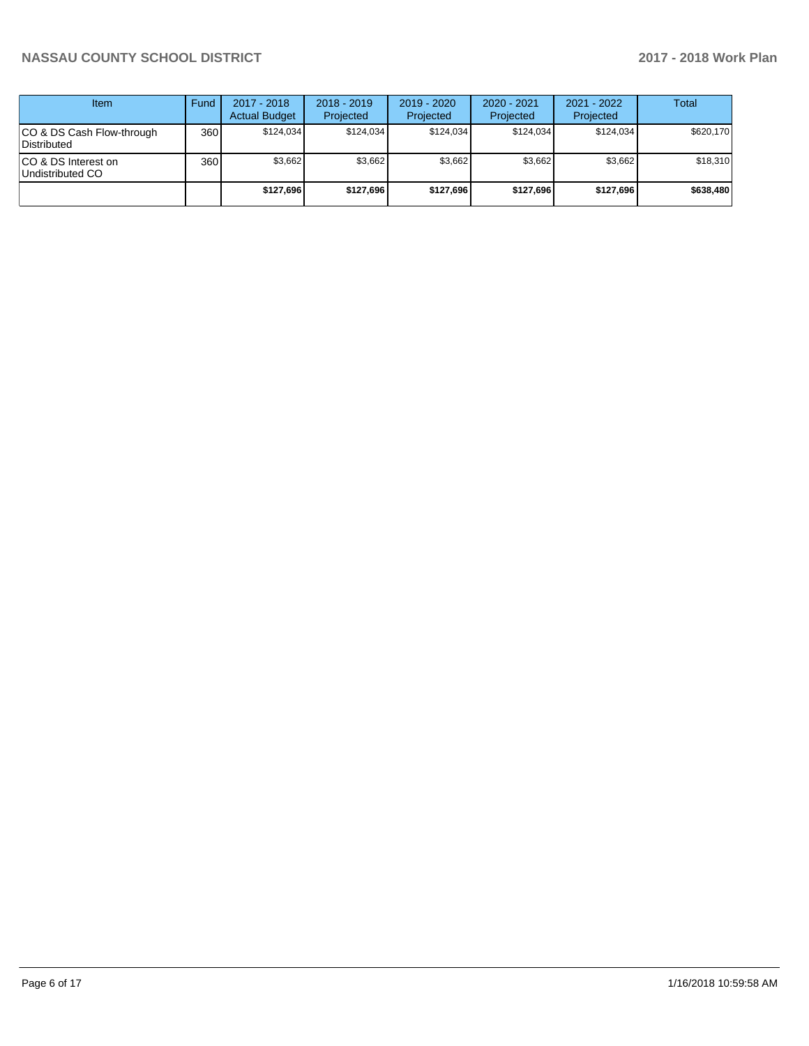| Item | Fund | 2017 - 2018 Actual Budget | 2018 - 2019 Projected | 2019 - 2020 Projected | 2020 - 2021 Projected | 2021 - 2022 Projected | Total |
|---|---|---|---|---|---|---|---|
| CO & DS Cash Flow-through Distributed | 360 | $124,034 | $124,034 | $124,034 | $124,034 | $124,034 | $620,170 |
| CO & DS Interest on Undistributed CO | 360 | $3,662 | $3,662 | $3,662 | $3,662 | $3,662 | $18,310 |
| | | **$127,696** | **$127,696** | **$127,696** | **$127,696** | **$127,696** | **$638,480** |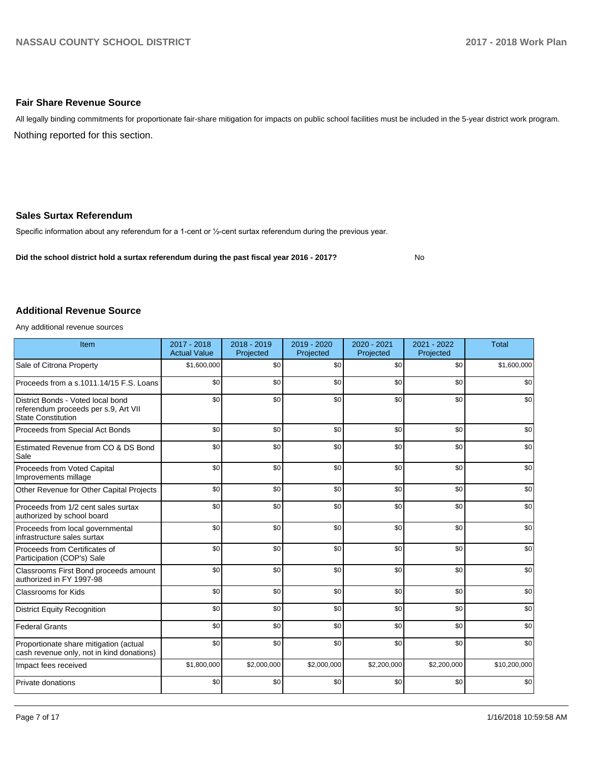## Fair Share Revenue Source

All legally binding commitments for proportionate fair-share mitigation for impacts on public school facilities must be included in the 5-year district work program.

Nothing reported for this section.

## Sales Surtax Referendum

Specific information about any referendum for a 1-cent or ½-cent surtax referendum during the previous year.

**Did the school district hold a surtax referendum during the past fiscal year 2016 - 2017?** No

## Additional Revenue Source

Any additional revenue sources

| Item | 2017 - 2018 Actual Value | 2018 - 2019 Projected | 2019 - 2020 Projected | 2020 - 2021 Projected | 2021 - 2022 Projected | Total |
|---|---|---|---|---|---|---|
| Sale of Citrona Property | $1,600,000 | $0 | $0 | $0 | $0 | $1,600,000 |
| Proceeds from a s.1011.14/15 F.S. Loans | $0 | $0 | $0 | $0 | $0 | $0 |
| District Bonds - Voted local bond referendum proceeds per s.9, Art VII State Constitution | $0 | $0 | $0 | $0 | $0 | $0 |
| Proceeds from Special Act Bonds | $0 | $0 | $0 | $0 | $0 | $0 |
| Estimated Revenue from CO & DS Bond Sale | $0 | $0 | $0 | $0 | $0 | $0 |
| Proceeds from Voted Capital Improvements millage | $0 | $0 | $0 | $0 | $0 | $0 |
| Other Revenue for Other Capital Projects | $0 | $0 | $0 | $0 | $0 | $0 |
| Proceeds from 1/2 cent sales surtax authorized by school board | $0 | $0 | $0 | $0 | $0 | $0 |
| Proceeds from local governmental infrastructure sales surtax | $0 | $0 | $0 | $0 | $0 | $0 |
| Proceeds from Certificates of Participation (COP's) Sale | $0 | $0 | $0 | $0 | $0 | $0 |
| Classrooms First Bond proceeds amount authorized in FY 1997-98 | $0 | $0 | $0 | $0 | $0 | $0 |
| Classrooms for Kids | $0 | $0 | $0 | $0 | $0 | $0 |
| District Equity Recognition | $0 | $0 | $0 | $0 | $0 | $0 |
| Federal Grants | $0 | $0 | $0 | $0 | $0 | $0 |
| Proportionate share mitigation (actual cash revenue only, not in kind donations) | $0 | $0 | $0 | $0 | $0 | $0 |
| Impact fees received | $1,800,000 | $2,000,000 | $2,000,000 | $2,200,000 | $2,200,000 | $10,200,000 |
| Private donations | $0 | $0 | $0 | $0 | $0 | $0 |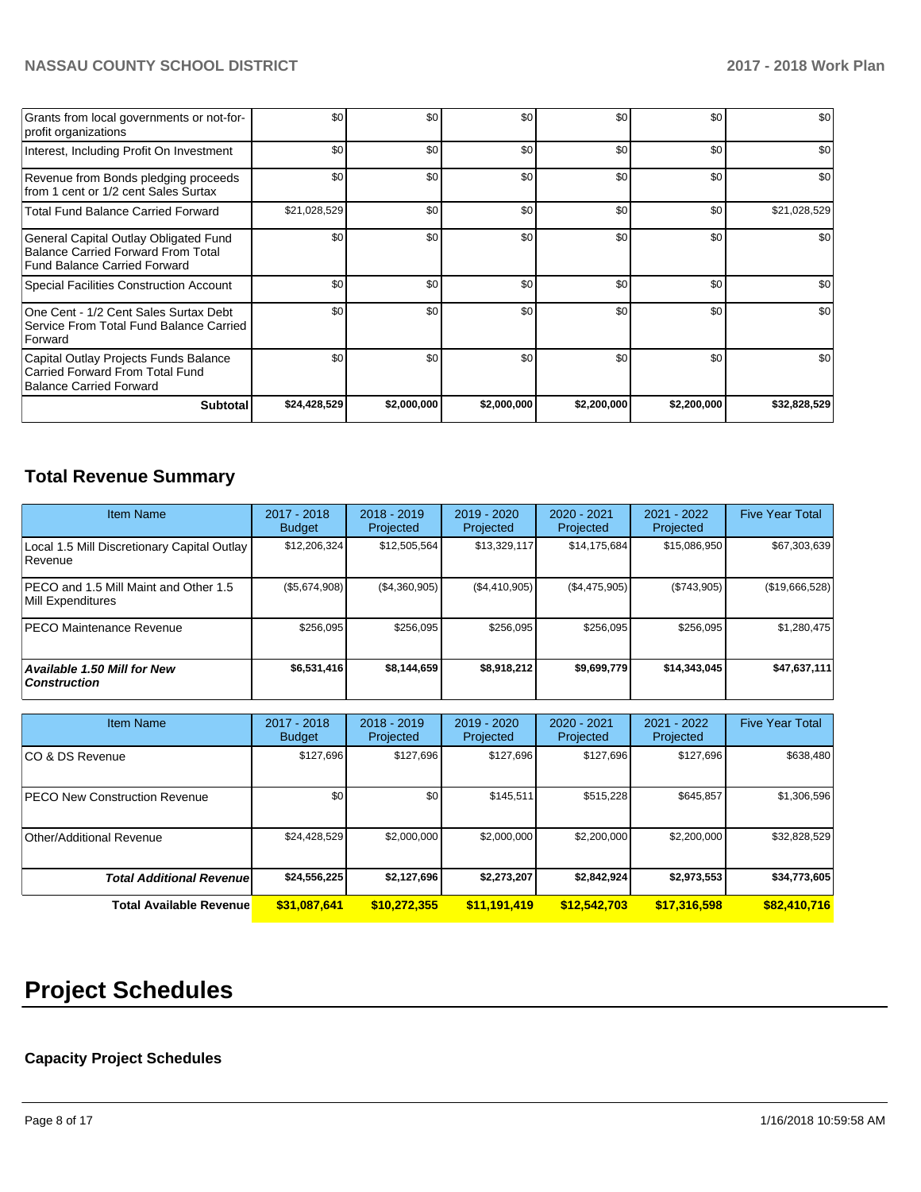| | | | | | | |
|---|---|---|---|---|---|---|
| Grants from local governments or not-for-profit organizations | $0 | $0 | $0 | $0 | $0 | $0 |
| Interest, Including Profit On Investment | $0 | $0 | $0 | $0 | $0 | $0 |
| Revenue from Bonds pledging proceeds from 1 cent or 1/2 cent Sales Surtax | $0 | $0 | $0 | $0 | $0 | $0 |
| Total Fund Balance Carried Forward | $21,028,529 | $0 | $0 | $0 | $0 | $21,028,529 |
| General Capital Outlay Obligated Fund Balance Carried Forward From Total Fund Balance Carried Forward | $0 | $0 | $0 | $0 | $0 | $0 |
| Special Facilities Construction Account | $0 | $0 | $0 | $0 | $0 | $0 |
| One Cent - 1/2 Cent Sales Surtax Debt Service From Total Fund Balance Carried Forward | $0 | $0 | $0 | $0 | $0 | $0 |
| Capital Outlay Projects Funds Balance Carried Forward From Total Fund Balance Carried Forward | $0 | $0 | $0 | $0 | $0 | $0 |
| **Subtotal** | **$24,428,529** | **$2,000,000** | **$2,000,000** | **$2,200,000** | **$2,200,000** | **$32,828,529** |

## Total Revenue Summary

| Item Name | 2017 - 2018 Budget | 2018 - 2019 Projected | 2019 - 2020 Projected | 2020 - 2021 Projected | 2021 - 2022 Projected | Five Year Total |
|---|---|---|---|---|---|---|
| Local 1.5 Mill Discretionary Capital Outlay Revenue | $12,206,324 | $12,505,564 | $13,329,117 | $14,175,684 | $15,086,950 | $67,303,639 |
| PECO and 1.5 Mill Maint and Other 1.5 Mill Expenditures | ($5,674,908) | ($4,360,905) | ($4,410,905) | ($4,475,905) | ($743,905) | ($19,666,528) |
| PECO Maintenance Revenue | $256,095 | $256,095 | $256,095 | $256,095 | $256,095 | $1,280,475 |
| ***Available 1.50 Mill for New Construction*** | **$6,531,416** | **$8,144,659** | **$8,918,212** | **$9,699,779** | **$14,343,045** | **$47,637,111** |

| Item Name | 2017 - 2018 Budget | 2018 - 2019 Projected | 2019 - 2020 Projected | 2020 - 2021 Projected | 2021 - 2022 Projected | Five Year Total |
|---|---|---|---|---|---|---|
| CO & DS Revenue | $127,696 | $127,696 | $127,696 | $127,696 | $127,696 | $638,480 |
| PECO New Construction Revenue | $0 | $0 | $145,511 | $515,228 | $645,857 | $1,306,596 |
| Other/Additional Revenue | $24,428,529 | $2,000,000 | $2,000,000 | $2,200,000 | $2,200,000 | $32,828,529 |
| ***Total Additional Revenue*** | **$24,556,225** | **$2,127,696** | **$2,273,207** | **$2,842,924** | **$2,973,553** | **$34,773,605** |
| **Total Available Revenue** | **$31,087,641** | **$10,272,355** | **$11,191,419** | **$12,542,703** | **$17,316,598** | **$82,410,716** |

# Project Schedules

### Capacity Project Schedules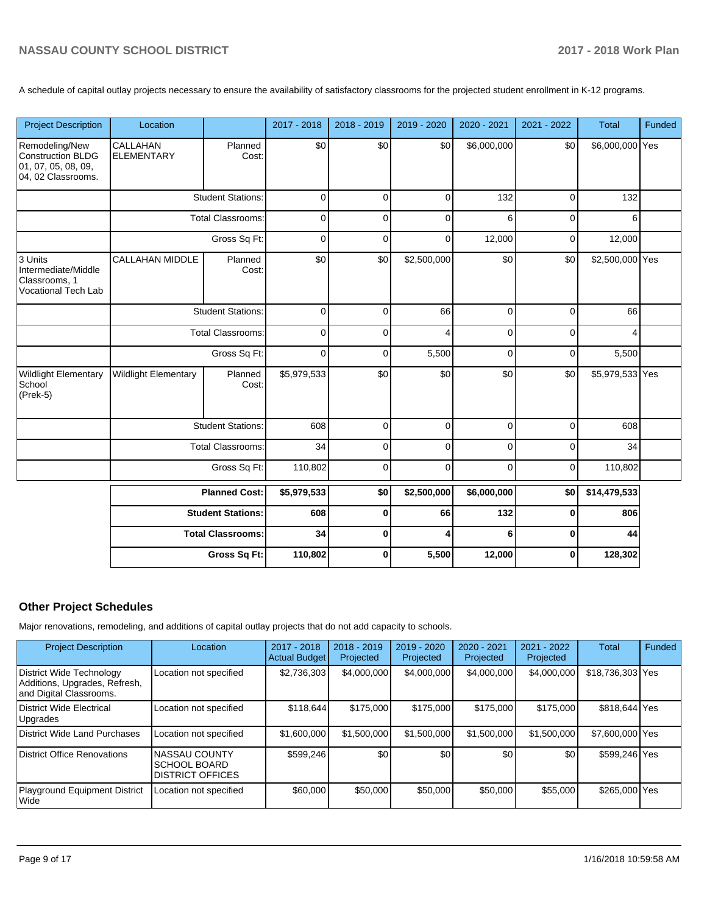A schedule of capital outlay projects necessary to ensure the availability of satisfactory classrooms for the projected student enrollment in K-12 programs.

| Project Description | Location | | 2017 - 2018 | 2018 - 2019 | 2019 - 2020 | 2020 - 2021 | 2021 - 2022 | Total | Funded |
|---|---|---|---|---|---|---|---|---|---|
| Remodeling/New Construction BLDG 01, 07, 05, 08, 09, 04, 02 Classrooms. | CALLAHAN ELEMENTARY | Planned Cost: | $0 | $0 | $0 | $6,000,000 | $0 | $6,000,000 | Yes |
| | | Student Stations: | 0 | 0 | 0 | 132 | 0 | 132 | |
| | | Total Classrooms: | 0 | 0 | 0 | 6 | 0 | 6 | |
| | | Gross Sq Ft: | 0 | 0 | 0 | 12,000 | 0 | 12,000 | |
| 3 Units Intermediate/Middle Classrooms, 1 Vocational Tech Lab | CALLAHAN MIDDLE | Planned Cost: | $0 | $0 | $2,500,000 | $0 | $0 | $2,500,000 | Yes |
| | | Student Stations: | 0 | 0 | 66 | 0 | 0 | 66 | |
| | | Total Classrooms: | 0 | 0 | 4 | 0 | 0 | 4 | |
| | | Gross Sq Ft: | 0 | 0 | 5,500 | 0 | 0 | 5,500 | |
| Wildlight Elementary School (Prek-5) | Wildlight Elementary | Planned Cost: | $5,979,533 | $0 | $0 | $0 | $0 | $5,979,533 | Yes |
| | | Student Stations: | 608 | 0 | 0 | 0 | 0 | 608 | |
| | | Total Classrooms: | 34 | 0 | 0 | 0 | 0 | 34 | |
| | | Gross Sq Ft: | 110,802 | 0 | 0 | 0 | 0 | 110,802 | |
| | | **Planned Cost:** | **$5,979,533** | **$0** | **$2,500,000** | **$6,000,000** | **$0** | **$14,479,533** | |
| | | **Student Stations:** | **608** | **0** | **66** | **132** | **0** | **806** | |
| | | **Total Classrooms:** | **34** | **0** | **4** | **6** | **0** | **44** | |
| | | **Gross Sq Ft:** | **110,802** | **0** | **5,500** | **12,000** | **0** | **128,302** | |

## Other Project Schedules

Major renovations, remodeling, and additions of capital outlay projects that do not add capacity to schools.

| Project Description | Location | 2017 - 2018 Actual Budget | 2018 - 2019 Projected | 2019 - 2020 Projected | 2020 - 2021 Projected | 2021 - 2022 Projected | Total | Funded |
|---|---|---|---|---|---|---|---|---|
| District Wide Technology Additions, Upgrades, Refresh, and Digital Classrooms. | Location not specified | $2,736,303 | $4,000,000 | $4,000,000 | $4,000,000 | $4,000,000 | $18,736,303 | Yes |
| District Wide Electrical Upgrades | Location not specified | $118,644 | $175,000 | $175,000 | $175,000 | $175,000 | $818,644 | Yes |
| District Wide Land Purchases | Location not specified | $1,600,000 | $1,500,000 | $1,500,000 | $1,500,000 | $1,500,000 | $7,600,000 | Yes |
| District Office Renovations | NASSAU COUNTY SCHOOL BOARD DISTRICT OFFICES | $599,246 | $0 | $0 | $0 | $0 | $599,246 | Yes |
| Playground Equipment District Wide | Location not specified | $60,000 | $50,000 | $50,000 | $50,000 | $55,000 | $265,000 | Yes |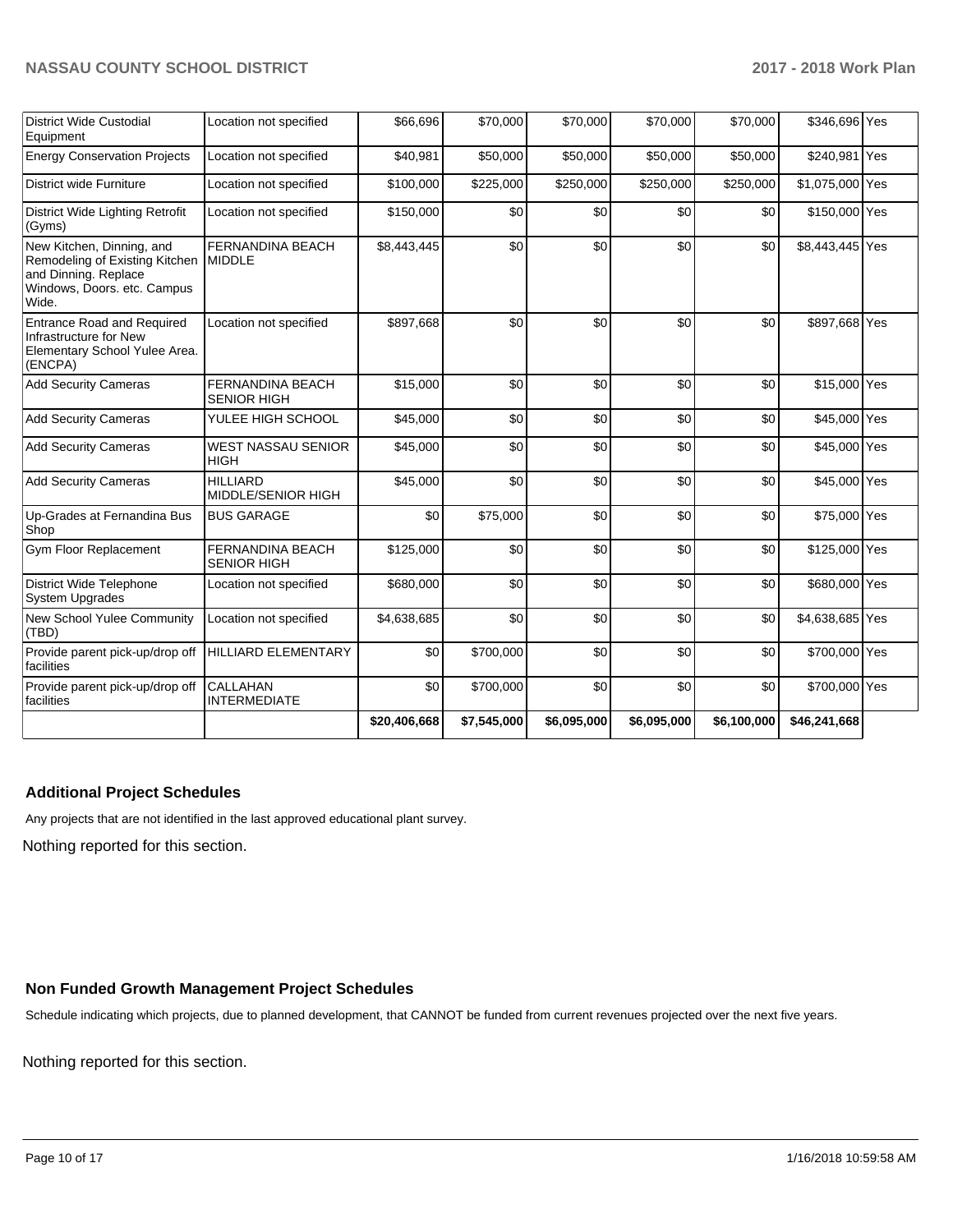| | | | | | | | | |
|---|---|---|---|---|---|---|---|---|
| District Wide Custodial Equipment | Location not specified | $66,696 | $70,000 | $70,000 | $70,000 | $70,000 | $346,696 | Yes |
| Energy Conservation Projects | Location not specified | $40,981 | $50,000 | $50,000 | $50,000 | $50,000 | $240,981 | Yes |
| District wide Furniture | Location not specified | $100,000 | $225,000 | $250,000 | $250,000 | $250,000 | $1,075,000 | Yes |
| District Wide Lighting Retrofit (Gyms) | Location not specified | $150,000 | $0 | $0 | $0 | $0 | $150,000 | Yes |
| New Kitchen, Dinning, and Remodeling of Existing Kitchen and Dinning. Replace Windows, Doors. etc. Campus Wide. | FERNANDINA BEACH MIDDLE | $8,443,445 | $0 | $0 | $0 | $0 | $8,443,445 | Yes |
| Entrance Road and Required Infrastructure for New Elementary School Yulee Area. (ENCPA) | Location not specified | $897,668 | $0 | $0 | $0 | $0 | $897,668 | Yes |
| Add Security Cameras | FERNANDINA BEACH SENIOR HIGH | $15,000 | $0 | $0 | $0 | $0 | $15,000 | Yes |
| Add Security Cameras | YULEE HIGH SCHOOL | $45,000 | $0 | $0 | $0 | $0 | $45,000 | Yes |
| Add Security Cameras | WEST NASSAU SENIOR HIGH | $45,000 | $0 | $0 | $0 | $0 | $45,000 | Yes |
| Add Security Cameras | HILLIARD MIDDLE/SENIOR HIGH | $45,000 | $0 | $0 | $0 | $0 | $45,000 | Yes |
| Up-Grades at Fernandina Bus Shop | BUS GARAGE | $0 | $75,000 | $0 | $0 | $0 | $75,000 | Yes |
| Gym Floor Replacement | FERNANDINA BEACH SENIOR HIGH | $125,000 | $0 | $0 | $0 | $0 | $125,000 | Yes |
| District Wide Telephone System Upgrades | Location not specified | $680,000 | $0 | $0 | $0 | $0 | $680,000 | Yes |
| New School Yulee Community (TBD) | Location not specified | $4,638,685 | $0 | $0 | $0 | $0 | $4,638,685 | Yes |
| Provide parent pick-up/drop off facilities | HILLIARD ELEMENTARY | $0 | $700,000 | $0 | $0 | $0 | $700,000 | Yes |
| Provide parent pick-up/drop off facilities | CALLAHAN INTERMEDIATE | $0 | $700,000 | $0 | $0 | $0 | $700,000 | Yes |
| | | **$20,406,668** | **$7,545,000** | **$6,095,000** | **$6,095,000** | **$6,100,000** | **$46,241,668** | |

## Additional Project Schedules

Any projects that are not identified in the last approved educational plant survey.

Nothing reported for this section.

## Non Funded Growth Management Project Schedules

Schedule indicating which projects, due to planned development, that CANNOT be funded from current revenues projected over the next five years.

Nothing reported for this section.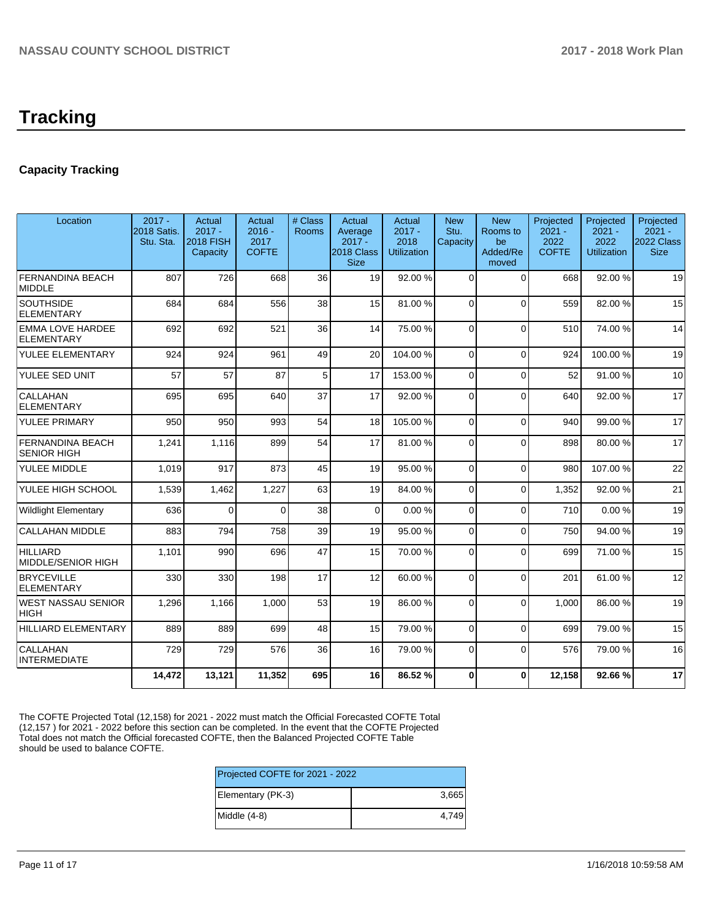# Tracking

## Capacity Tracking

| Location | 2017 - 2018 Satis. Stu. Sta. | Actual 2017 - 2018 FISH Capacity | Actual 2016 - 2017 COFTE | # Class Rooms | Actual Average 2017 - 2018 Class Size | Actual 2017 - 2018 Utilization | New Stu. Capacity | New Rooms to be Added/Removed | Projected 2021 - 2022 COFTE | Projected 2021 - 2022 Utilization | Projected 2021 - 2022 Class Size |
|---|---|---|---|---|---|---|---|---|---|---|---|
| FERNANDINA BEACH MIDDLE | 807 | 726 | 668 | 36 | 19 | 92.00 % | 0 | 0 | 668 | 92.00 % | 19 |
| SOUTHSIDE ELEMENTARY | 684 | 684 | 556 | 38 | 15 | 81.00 % | 0 | 0 | 559 | 82.00 % | 15 |
| EMMA LOVE HARDEE ELEMENTARY | 692 | 692 | 521 | 36 | 14 | 75.00 % | 0 | 0 | 510 | 74.00 % | 14 |
| YULEE ELEMENTARY | 924 | 924 | 961 | 49 | 20 | 104.00 % | 0 | 0 | 924 | 100.00 % | 19 |
| YULEE SED UNIT | 57 | 57 | 87 | 5 | 17 | 153.00 % | 0 | 0 | 52 | 91.00 % | 10 |
| CALLAHAN ELEMENTARY | 695 | 695 | 640 | 37 | 17 | 92.00 % | 0 | 0 | 640 | 92.00 % | 17 |
| YULEE PRIMARY | 950 | 950 | 993 | 54 | 18 | 105.00 % | 0 | 0 | 940 | 99.00 % | 17 |
| FERNANDINA BEACH SENIOR HIGH | 1,241 | 1,116 | 899 | 54 | 17 | 81.00 % | 0 | 0 | 898 | 80.00 % | 17 |
| YULEE MIDDLE | 1,019 | 917 | 873 | 45 | 19 | 95.00 % | 0 | 0 | 980 | 107.00 % | 22 |
| YULEE HIGH SCHOOL | 1,539 | 1,462 | 1,227 | 63 | 19 | 84.00 % | 0 | 0 | 1,352 | 92.00 % | 21 |
| Wildlight Elementary | 636 | 0 | 0 | 38 | 0 | 0.00 % | 0 | 0 | 710 | 0.00 % | 19 |
| CALLAHAN MIDDLE | 883 | 794 | 758 | 39 | 19 | 95.00 % | 0 | 0 | 750 | 94.00 % | 19 |
| HILLIARD MIDDLE/SENIOR HIGH | 1,101 | 990 | 696 | 47 | 15 | 70.00 % | 0 | 0 | 699 | 71.00 % | 15 |
| BRYCEVILLE ELEMENTARY | 330 | 330 | 198 | 17 | 12 | 60.00 % | 0 | 0 | 201 | 61.00 % | 12 |
| WEST NASSAU SENIOR HIGH | 1,296 | 1,166 | 1,000 | 53 | 19 | 86.00 % | 0 | 0 | 1,000 | 86.00 % | 19 |
| HILLIARD ELEMENTARY | 889 | 889 | 699 | 48 | 15 | 79.00 % | 0 | 0 | 699 | 79.00 % | 15 |
| CALLAHAN INTERMEDIATE | 729 | 729 | 576 | 36 | 16 | 79.00 % | 0 | 0 | 576 | 79.00 % | 16 |
| | **14,472** | **13,121** | **11,352** | **695** | **16** | **86.52 %** | **0** | **0** | **12,158** | **92.66 %** | **17** |

The COFTE Projected Total (12,158) for 2021 - 2022 must match the Official Forecasted COFTE Total (12,157 ) for 2021 - 2022 before this section can be completed. In the event that the COFTE Projected Total does not match the Official forecasted COFTE, then the Balanced Projected COFTE Table should be used to balance COFTE.

| Projected COFTE for 2021 - 2022 | |
|---|---|
| Elementary (PK-3) | 3,665 |
| Middle (4-8) | 4,749 |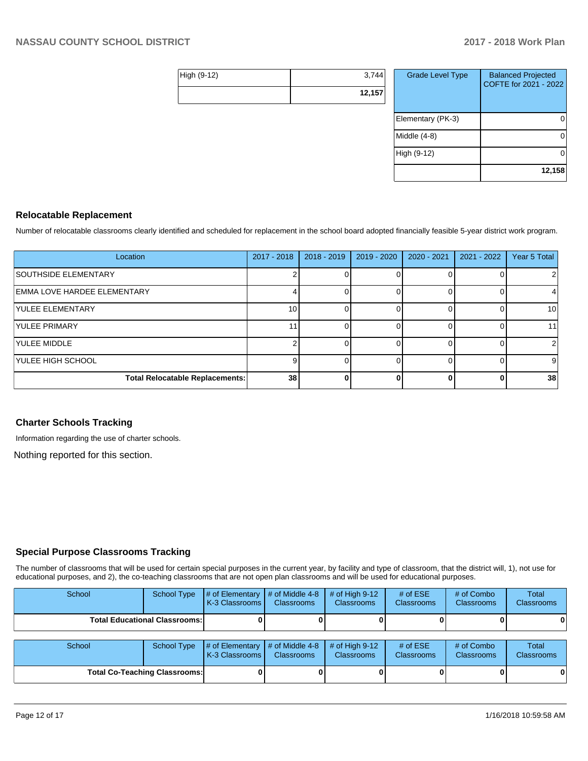| | |
|---|---|
| High (9-12) | 3,744 |
| | **12,157** |

| Grade Level Type | Balanced Projected COFTE for 2021 - 2022 |
|---|---|
| Elementary (PK-3) | 0 |
| Middle (4-8) | 0 |
| High (9-12) | 0 |
| | **12,158** |

### Relocatable Replacement

Number of relocatable classrooms clearly identified and scheduled for replacement in the school board adopted financially feasible 5-year district work program.

| Location | 2017 - 2018 | 2018 - 2019 | 2019 - 2020 | 2020 - 2021 | 2021 - 2022 | Year 5 Total |
|---|---|---|---|---|---|---|
| SOUTHSIDE ELEMENTARY | 2 | 0 | 0 | 0 | 0 | 2 |
| EMMA LOVE HARDEE ELEMENTARY | 4 | 0 | 0 | 0 | 0 | 4 |
| YULEE ELEMENTARY | 10 | 0 | 0 | 0 | 0 | 10 |
| YULEE PRIMARY | 11 | 0 | 0 | 0 | 0 | 11 |
| YULEE MIDDLE | 2 | 0 | 0 | 0 | 0 | 2 |
| YULEE HIGH SCHOOL | 9 | 0 | 0 | 0 | 0 | 9 |
| **Total Relocatable Replacements:** | **38** | **0** | **0** | **0** | **0** | **38** |

### Charter Schools Tracking

Information regarding the use of charter schools.

Nothing reported for this section.

### Special Purpose Classrooms Tracking

The number of classrooms that will be used for certain special purposes in the current year, by facility and type of classroom, that the district will, 1), not use for educational purposes, and 2), the co-teaching classrooms that are not open plan classrooms and will be used for educational purposes.

| School | School Type | # of Elementary K-3 Classrooms | # of Middle 4-8 Classrooms | # of High 9-12 Classrooms | # of ESE Classrooms | # of Combo Classrooms | Total Classrooms |
|---|---|---|---|---|---|---|---|
| **Total Educational Classrooms:** | | **0** | **0** | **0** | **0** | **0** | **0** |

| School | School Type | # of Elementary K-3 Classrooms | # of Middle 4-8 Classrooms | # of High 9-12 Classrooms | # of ESE Classrooms | # of Combo Classrooms | Total Classrooms |
|---|---|---|---|---|---|---|---|
| **Total Co-Teaching Classrooms:** | | **0** | **0** | **0** | **0** | **0** | **0** |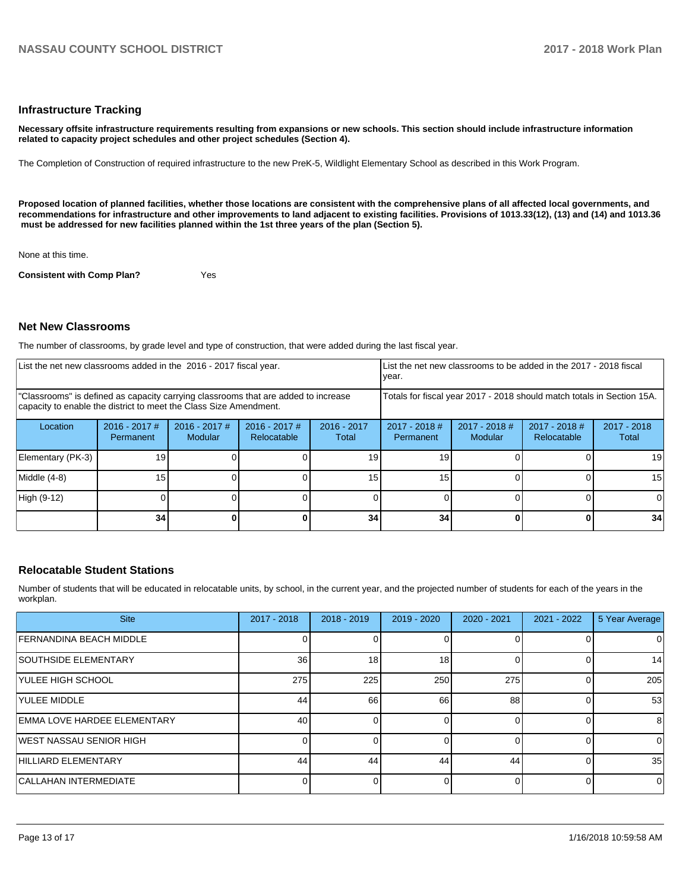## Infrastructure Tracking

**Necessary offsite infrastructure requirements resulting from expansions or new schools. This section should include infrastructure information related to capacity project schedules and other project schedules (Section 4).**

The Completion of Construction of required infrastructure to the new PreK-5, Wildlight Elementary School as described in this Work Program.

**Proposed location of planned facilities, whether those locations are consistent with the comprehensive plans of all affected local governments, and recommendations for infrastructure and other improvements to land adjacent to existing facilities. Provisions of 1013.33(12), (13) and (14) and 1013.36 must be addressed for new facilities planned within the 1st three years of the plan (Section 5).**

None at this time.

**Consistent with Comp Plan?** Yes

## Net New Classrooms

The number of classrooms, by grade level and type of construction, that were added during the last fiscal year.

| List the net new classrooms added in the 2016 - 2017 fiscal year. | | | | | List the net new classrooms to be added in the 2017 - 2018 fiscal year. | | | |
|---|---|---|---|---|---|---|---|---|
| "Classrooms" is defined as capacity carrying classrooms that are added to increase capacity to enable the district to meet the Class Size Amendment. | | | | | Totals for fiscal year 2017 - 2018 should match totals in Section 15A. | | | |
| Location | 2016 - 2017 # Permanent | 2016 - 2017 # Modular | 2016 - 2017 # Relocatable | 2016 - 2017 Total | 2017 - 2018 # Permanent | 2017 - 2018 # Modular | 2017 - 2018 # Relocatable | 2017 - 2018 Total |
| Elementary (PK-3) | 19 | 0 | 0 | 19 | 19 | 0 | 0 | 19 |
| Middle (4-8) | 15 | 0 | 0 | 15 | 15 | 0 | 0 | 15 |
| High (9-12) | 0 | 0 | 0 | 0 | 0 | 0 | 0 | 0 |
| | **34** | **0** | **0** | **34** | **34** | **0** | **0** | **34** |

## Relocatable Student Stations

Number of students that will be educated in relocatable units, by school, in the current year, and the projected number of students for each of the years in the workplan.

| Site | 2017 - 2018 | 2018 - 2019 | 2019 - 2020 | 2020 - 2021 | 2021 - 2022 | 5 Year Average |
|---|---|---|---|---|---|---|
| FERNANDINA BEACH MIDDLE | 0 | 0 | 0 | 0 | 0 | 0 |
| SOUTHSIDE ELEMENTARY | 36 | 18 | 18 | 0 | 0 | 14 |
| YULEE HIGH SCHOOL | 275 | 225 | 250 | 275 | 0 | 205 |
| YULEE MIDDLE | 44 | 66 | 66 | 88 | 0 | 53 |
| EMMA LOVE HARDEE ELEMENTARY | 40 | 0 | 0 | 0 | 0 | 8 |
| WEST NASSAU SENIOR HIGH | 0 | 0 | 0 | 0 | 0 | 0 |
| HILLIARD ELEMENTARY | 44 | 44 | 44 | 44 | 0 | 35 |
| CALLAHAN INTERMEDIATE | 0 | 0 | 0 | 0 | 0 | 0 |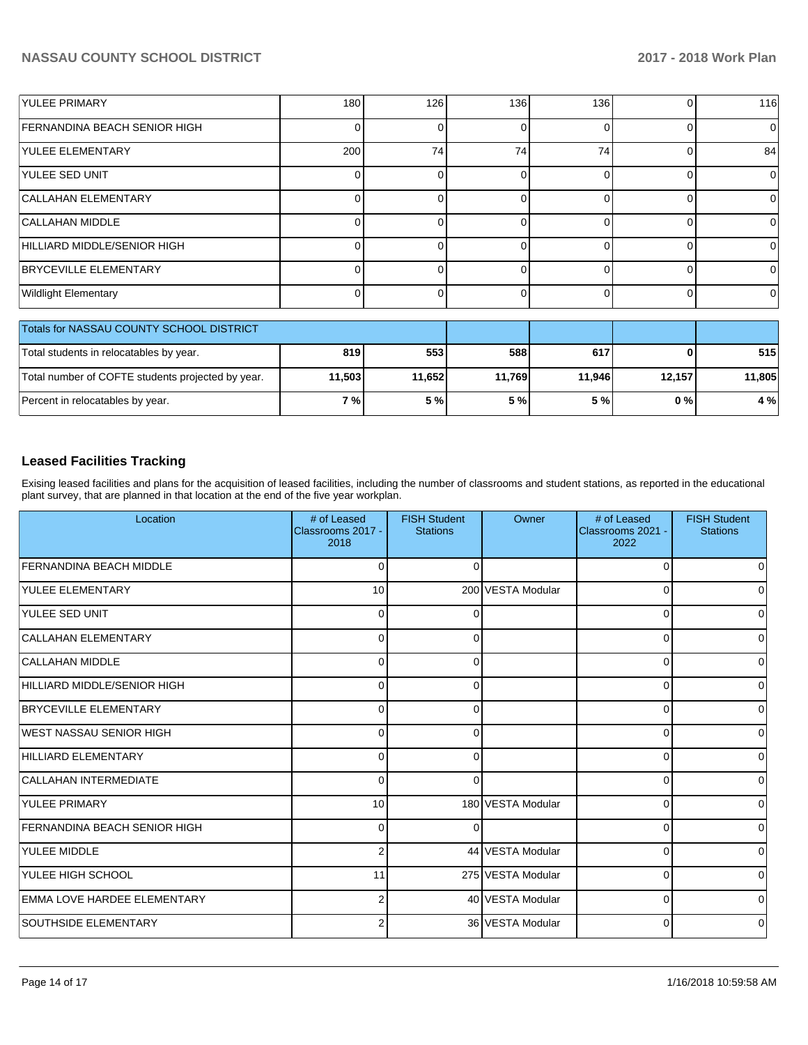| | | | | | | |
|---|---|---|---|---|---|---|
| YULEE PRIMARY | 180 | 126 | 136 | 136 | 0 | 116 |
| FERNANDINA BEACH SENIOR HIGH | 0 | 0 | 0 | 0 | 0 | 0 |
| YULEE ELEMENTARY | 200 | 74 | 74 | 74 | 0 | 84 |
| YULEE SED UNIT | 0 | 0 | 0 | 0 | 0 | 0 |
| CALLAHAN ELEMENTARY | 0 | 0 | 0 | 0 | 0 | 0 |
| CALLAHAN MIDDLE | 0 | 0 | 0 | 0 | 0 | 0 |
| HILLIARD MIDDLE/SENIOR HIGH | 0 | 0 | 0 | 0 | 0 | 0 |
| BRYCEVILLE ELEMENTARY | 0 | 0 | 0 | 0 | 0 | 0 |
| Wildlight Elementary | 0 | 0 | 0 | 0 | 0 | 0 |

| Totals for NASSAU COUNTY SCHOOL DISTRICT | | | | | | |
|---|---|---|---|---|---|---|
| Total students in relocatables by year. | **819** | **553** | **588** | **617** | **0** | **515** |
| Total number of COFTE students projected by year. | **11,503** | **11,652** | **11,769** | **11,946** | **12,157** | **11,805** |
| Percent in relocatables by year. | **7 %** | **5 %** | **5 %** | **5 %** | **0 %** | **4 %** |

## Leased Facilities Tracking

Exising leased facilities and plans for the acquisition of leased facilities, including the number of classrooms and student stations, as reported in the educational plant survey, that are planned in that location at the end of the five year workplan.

| Location | # of Leased Classrooms 2017 - 2018 | FISH Student Stations | Owner | # of Leased Classrooms 2021 - 2022 | FISH Student Stations |
|---|---|---|---|---|---|
| FERNANDINA BEACH MIDDLE | 0 | 0 | | 0 | 0 |
| YULEE ELEMENTARY | 10 | 200 | VESTA Modular | 0 | 0 |
| YULEE SED UNIT | 0 | 0 | | 0 | 0 |
| CALLAHAN ELEMENTARY | 0 | 0 | | 0 | 0 |
| CALLAHAN MIDDLE | 0 | 0 | | 0 | 0 |
| HILLIARD MIDDLE/SENIOR HIGH | 0 | 0 | | 0 | 0 |
| BRYCEVILLE ELEMENTARY | 0 | 0 | | 0 | 0 |
| WEST NASSAU SENIOR HIGH | 0 | 0 | | 0 | 0 |
| HILLIARD ELEMENTARY | 0 | 0 | | 0 | 0 |
| CALLAHAN INTERMEDIATE | 0 | 0 | | 0 | 0 |
| YULEE PRIMARY | 10 | 180 | VESTA Modular | 0 | 0 |
| FERNANDINA BEACH SENIOR HIGH | 0 | 0 | | 0 | 0 |
| YULEE MIDDLE | 2 | 44 | VESTA Modular | 0 | 0 |
| YULEE HIGH SCHOOL | 11 | 275 | VESTA Modular | 0 | 0 |
| EMMA LOVE HARDEE ELEMENTARY | 2 | 40 | VESTA Modular | 0 | 0 |
| SOUTHSIDE ELEMENTARY | 2 | 36 | VESTA Modular | 0 | 0 |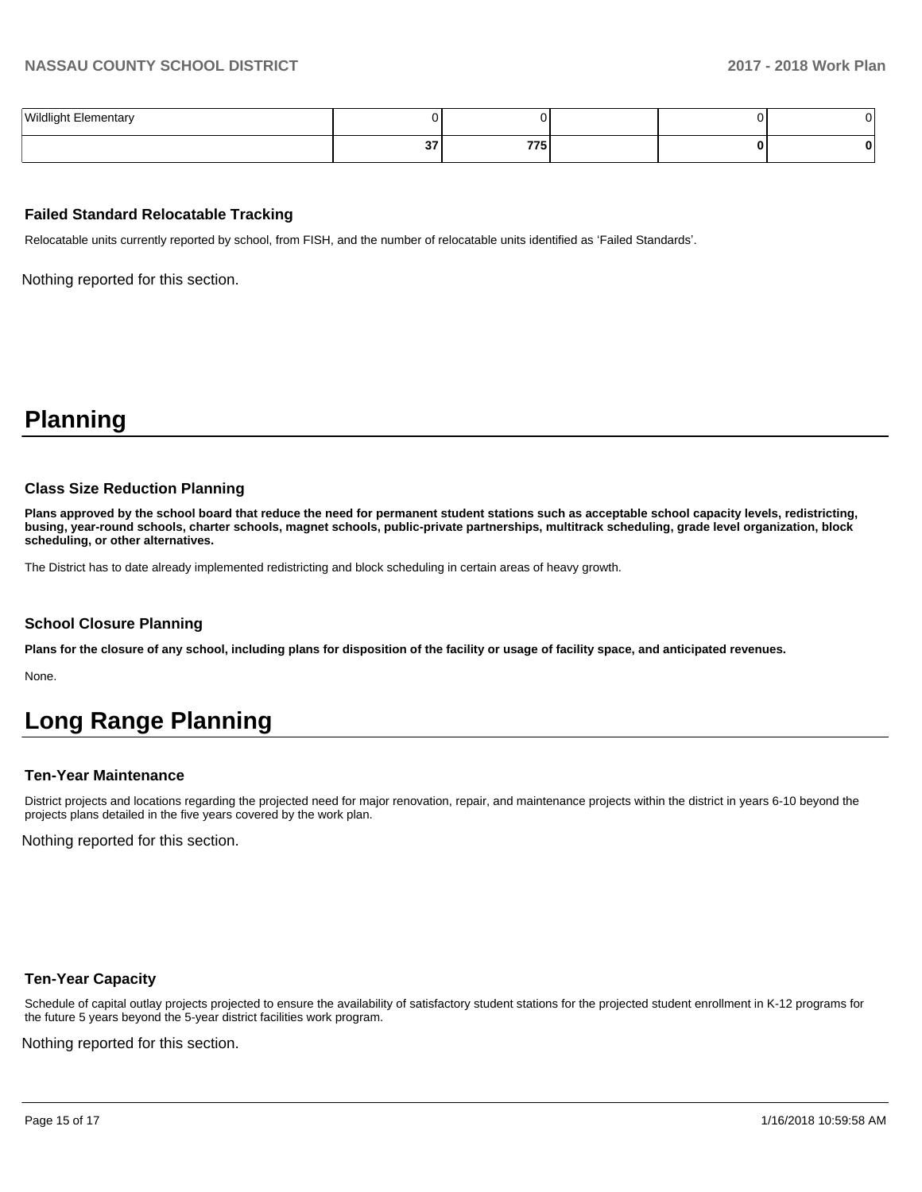| Wildlight Elementary | 0 | 0 | | 0 | 0 |
|---|---|---|---|---|---|
| | **37** | **775** | | **0** | **0** |

### Failed Standard Relocatable Tracking

Relocatable units currently reported by school, from FISH, and the number of relocatable units identified as 'Failed Standards'.

Nothing reported for this section.

# Planning

### Class Size Reduction Planning

**Plans approved by the school board that reduce the need for permanent student stations such as acceptable school capacity levels, redistricting, busing, year-round schools, charter schools, magnet schools, public-private partnerships, multitrack scheduling, grade level organization, block scheduling, or other alternatives.**

The District has to date already implemented redistricting and block scheduling in certain areas of heavy growth.

### School Closure Planning

**Plans for the closure of any school, including plans for disposition of the facility or usage of facility space, and anticipated revenues.**

None.

# Long Range Planning

### Ten-Year Maintenance

District projects and locations regarding the projected need for major renovation, repair, and maintenance projects within the district in years 6-10 beyond the projects plans detailed in the five years covered by the work plan.

Nothing reported for this section.

### Ten-Year Capacity

Schedule of capital outlay projects projected to ensure the availability of satisfactory student stations for the projected student enrollment in K-12 programs for the future 5 years beyond the 5-year district facilities work program.

Nothing reported for this section.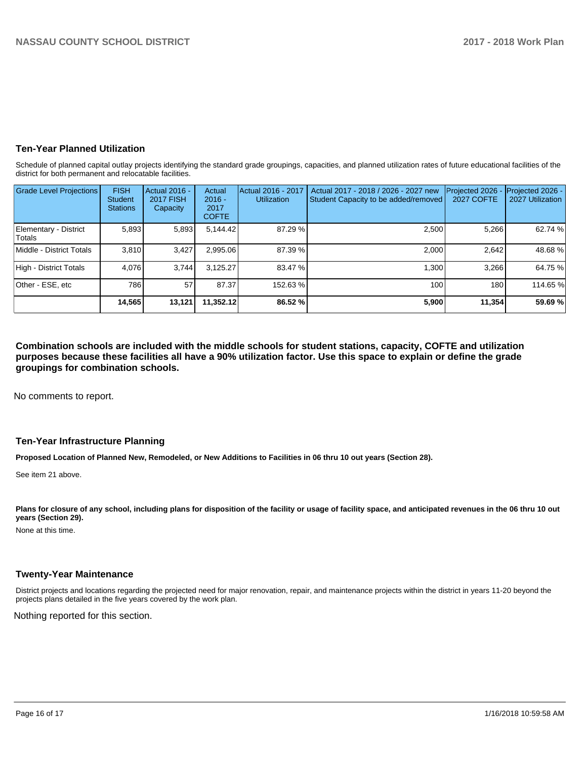## Ten-Year Planned Utilization

Schedule of planned capital outlay projects identifying the standard grade groupings, capacities, and planned utilization rates of future educational facilities of the district for both permanent and relocatable facilities.

| Grade Level Projections | FISH Student Stations | Actual 2016 - 2017 FISH Capacity | Actual 2016 - 2017 COFTE | Actual 2016 - 2017 Utilization | Actual 2017 - 2018 / 2026 - 2027 new Student Capacity to be added/removed | Projected 2026 - 2027 COFTE | Projected 2026 - 2027 Utilization |
|---|---|---|---|---|---|---|---|
| Elementary - District Totals | 5,893 | 5,893 | 5,144.42 | 87.29 % | 2,500 | 5,266 | 62.74 % |
| Middle - District Totals | 3,810 | 3,427 | 2,995.06 | 87.39 % | 2,000 | 2,642 | 48.68 % |
| High - District Totals | 4,076 | 3,744 | 3,125.27 | 83.47 % | 1,300 | 3,266 | 64.75 % |
| Other - ESE, etc | 786 | 57 | 87.37 | 152.63 % | 100 | 180 | 114.65 % |
| | **14,565** | **13,121** | **11,352.12** | **86.52 %** | **5,900** | **11,354** | **59.69 %** |

**Combination schools are included with the middle schools for student stations, capacity, COFTE and utilization purposes because these facilities all have a 90% utilization factor. Use this space to explain or define the grade groupings for combination schools.**

No comments to report.

## Ten-Year Infrastructure Planning

**Proposed Location of Planned New, Remodeled, or New Additions to Facilities in 06 thru 10 out years (Section 28).**

See item 21 above.

**Plans for closure of any school, including plans for disposition of the facility or usage of facility space, and anticipated revenues in the 06 thru 10 out years (Section 29).**

None at this time.

## Twenty-Year Maintenance

District projects and locations regarding the projected need for major renovation, repair, and maintenance projects within the district in years 11-20 beyond the projects plans detailed in the five years covered by the work plan.

Nothing reported for this section.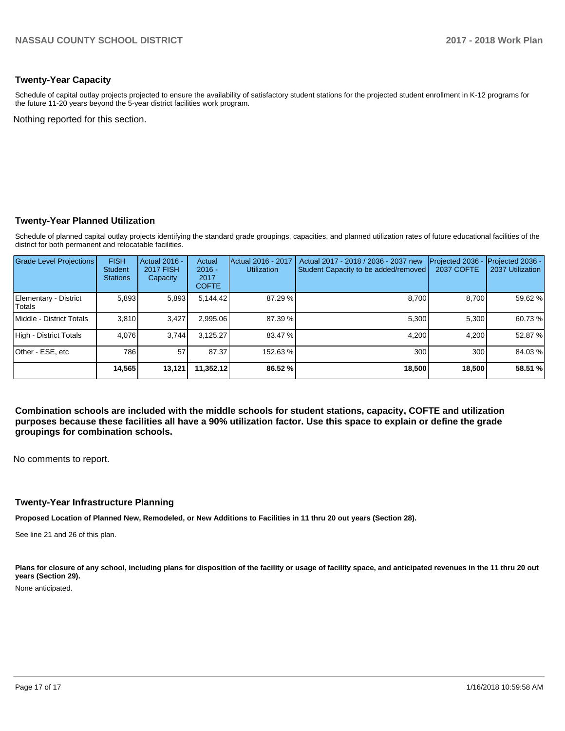## Twenty-Year Capacity

Schedule of capital outlay projects projected to ensure the availability of satisfactory student stations for the projected student enrollment in K-12 programs for the future 11-20 years beyond the 5-year district facilities work program.

Nothing reported for this section.

## Twenty-Year Planned Utilization

Schedule of planned capital outlay projects identifying the standard grade groupings, capacities, and planned utilization rates of future educational facilities of the district for both permanent and relocatable facilities.

| Grade Level Projections | FISH Student Stations | Actual 2016 - 2017 FISH Capacity | Actual 2016 - 2017 COFTE | Actual 2016 - 2017 Utilization | Actual 2017 - 2018 / 2036 - 2037 new Student Capacity to be added/removed | Projected 2036 - 2037 COFTE | Projected 2036 - 2037 Utilization |
|---|---|---|---|---|---|---|---|
| Elementary - District Totals | 5,893 | 5,893 | 5,144.42 | 87.29 % | 8,700 | 8,700 | 59.62 % |
| Middle - District Totals | 3,810 | 3,427 | 2,995.06 | 87.39 % | 5,300 | 5,300 | 60.73 % |
| High - District Totals | 4,076 | 3,744 | 3,125.27 | 83.47 % | 4,200 | 4,200 | 52.87 % |
| Other - ESE, etc | 786 | 57 | 87.37 | 152.63 % | 300 | 300 | 84.03 % |
| | **14,565** | **13,121** | **11,352.12** | **86.52 %** | **18,500** | **18,500** | **58.51 %** |

**Combination schools are included with the middle schools for student stations, capacity, COFTE and utilization purposes because these facilities all have a 90% utilization factor. Use this space to explain or define the grade groupings for combination schools.**

No comments to report.

## Twenty-Year Infrastructure Planning

**Proposed Location of Planned New, Remodeled, or New Additions to Facilities in 11 thru 20 out years (Section 28).**

See line 21 and 26 of this plan.

**Plans for closure of any school, including plans for disposition of the facility or usage of facility space, and anticipated revenues in the 11 thru 20 out years (Section 29).**

None anticipated.